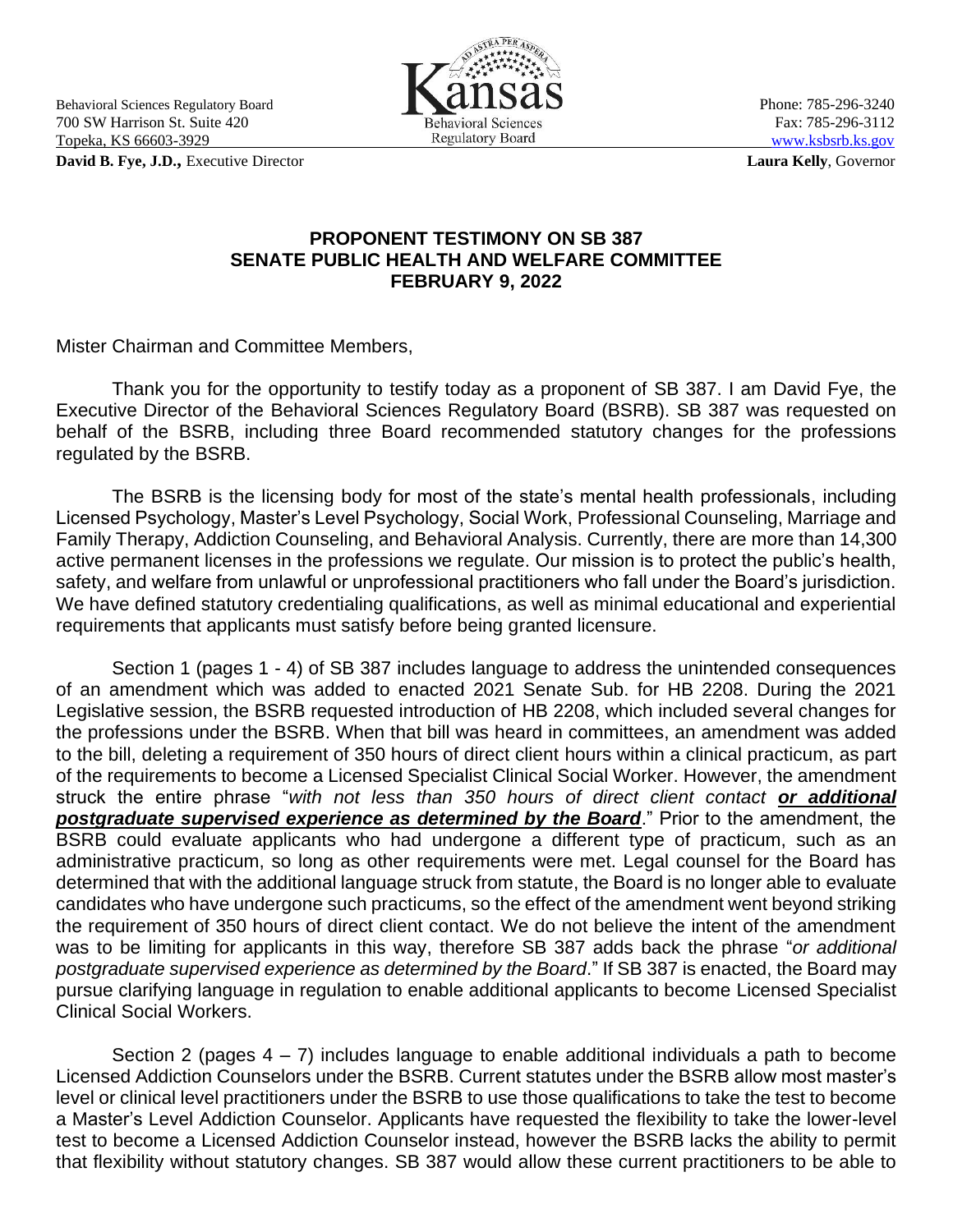Behavioral Sciences Regulatory Board
700 SW Harrison St. Suite 420
Topeka, KS 66603-3929

Kansas Behavioral Sciences Regulatory Board

Phone: 785-296-3240
Fax: 785-296-3112
www.ksbsrb.ks.gov

**David B. Fye, J.D.,** Executive Director

**Laura Kelly**, Governor

## PROPONENT TESTIMONY ON SB 387
## SENATE PUBLIC HEALTH AND WELFARE COMMITTEE
## FEBRUARY 9, 2022

Mister Chairman and Committee Members,

Thank you for the opportunity to testify today as a proponent of SB 387. I am David Fye, the Executive Director of the Behavioral Sciences Regulatory Board (BSRB). SB 387 was requested on behalf of the BSRB, including three Board recommended statutory changes for the professions regulated by the BSRB.

The BSRB is the licensing body for most of the state's mental health professionals, including Licensed Psychology, Master's Level Psychology, Social Work, Professional Counseling, Marriage and Family Therapy, Addiction Counseling, and Behavioral Analysis. Currently, there are more than 14,300 active permanent licenses in the professions we regulate. Our mission is to protect the public's health, safety, and welfare from unlawful or unprofessional practitioners who fall under the Board's jurisdiction. We have defined statutory credentialing qualifications, as well as minimal educational and experiential requirements that applicants must satisfy before being granted licensure.

Section 1 (pages 1 - 4) of SB 387 includes language to address the unintended consequences of an amendment which was added to enacted 2021 Senate Sub. for HB 2208. During the 2021 Legislative session, the BSRB requested introduction of HB 2208, which included several changes for the professions under the BSRB. When that bill was heard in committees, an amendment was added to the bill, deleting a requirement of 350 hours of direct client hours within a clinical practicum, as part of the requirements to become a Licensed Specialist Clinical Social Worker. However, the amendment struck the entire phrase "*with not less than 350 hours of direct client contact* ***or additional postgraduate supervised experience as determined by the Board***." Prior to the amendment, the BSRB could evaluate applicants who had undergone a different type of practicum, such as an administrative practicum, so long as other requirements were met. Legal counsel for the Board has determined that with the additional language struck from statute, the Board is no longer able to evaluate candidates who have undergone such practicums, so the effect of the amendment went beyond striking the requirement of 350 hours of direct client contact. We do not believe the intent of the amendment was to be limiting for applicants in this way, therefore SB 387 adds back the phrase "*or additional postgraduate supervised experience as determined by the Board*." If SB 387 is enacted, the Board may pursue clarifying language in regulation to enable additional applicants to become Licensed Specialist Clinical Social Workers.

Section 2 (pages 4 – 7) includes language to enable additional individuals a path to become Licensed Addiction Counselors under the BSRB. Current statutes under the BSRB allow most master's level or clinical level practitioners under the BSRB to use those qualifications to take the test to become a Master's Level Addiction Counselor. Applicants have requested the flexibility to take the lower-level test to become a Licensed Addiction Counselor instead, however the BSRB lacks the ability to permit that flexibility without statutory changes. SB 387 would allow these current practitioners to be able to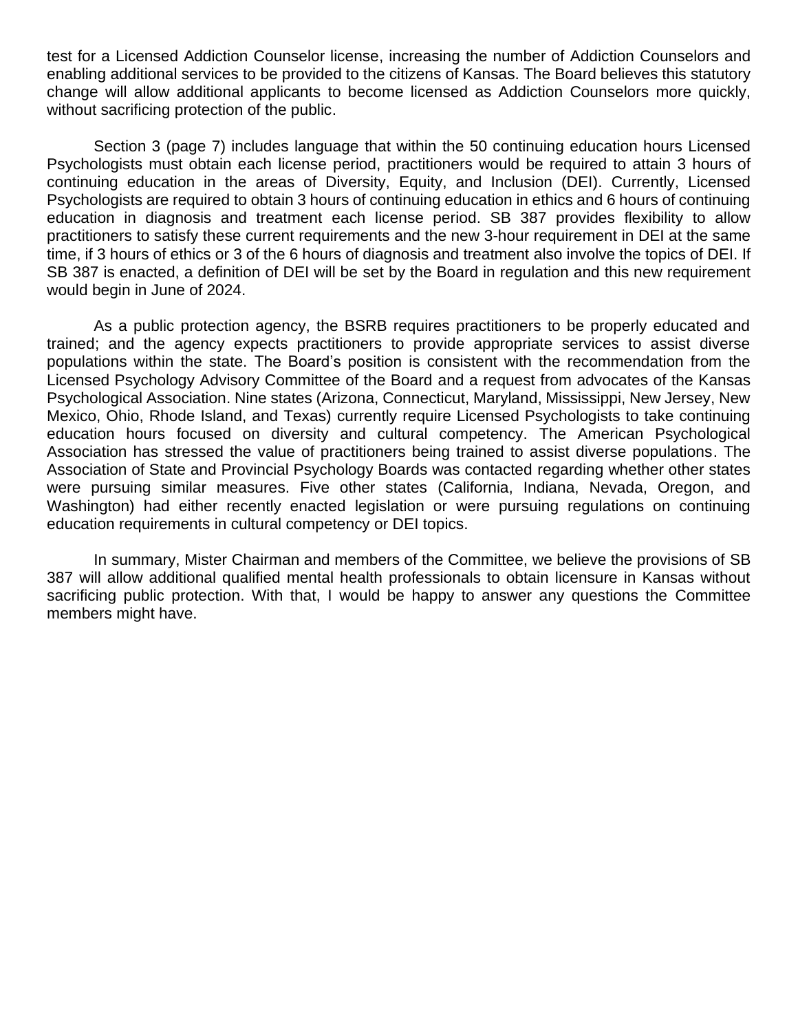test for a Licensed Addiction Counselor license, increasing the number of Addiction Counselors and enabling additional services to be provided to the citizens of Kansas. The Board believes this statutory change will allow additional applicants to become licensed as Addiction Counselors more quickly, without sacrificing protection of the public.

Section 3 (page 7) includes language that within the 50 continuing education hours Licensed Psychologists must obtain each license period, practitioners would be required to attain 3 hours of continuing education in the areas of Diversity, Equity, and Inclusion (DEI). Currently, Licensed Psychologists are required to obtain 3 hours of continuing education in ethics and 6 hours of continuing education in diagnosis and treatment each license period. SB 387 provides flexibility to allow practitioners to satisfy these current requirements and the new 3-hour requirement in DEI at the same time, if 3 hours of ethics or 3 of the 6 hours of diagnosis and treatment also involve the topics of DEI. If SB 387 is enacted, a definition of DEI will be set by the Board in regulation and this new requirement would begin in June of 2024.

As a public protection agency, the BSRB requires practitioners to be properly educated and trained; and the agency expects practitioners to provide appropriate services to assist diverse populations within the state. The Board's position is consistent with the recommendation from the Licensed Psychology Advisory Committee of the Board and a request from advocates of the Kansas Psychological Association. Nine states (Arizona, Connecticut, Maryland, Mississippi, New Jersey, New Mexico, Ohio, Rhode Island, and Texas) currently require Licensed Psychologists to take continuing education hours focused on diversity and cultural competency. The American Psychological Association has stressed the value of practitioners being trained to assist diverse populations. The Association of State and Provincial Psychology Boards was contacted regarding whether other states were pursuing similar measures. Five other states (California, Indiana, Nevada, Oregon, and Washington) had either recently enacted legislation or were pursuing regulations on continuing education requirements in cultural competency or DEI topics.

In summary, Mister Chairman and members of the Committee, we believe the provisions of SB 387 will allow additional qualified mental health professionals to obtain licensure in Kansas without sacrificing public protection. With that, I would be happy to answer any questions the Committee members might have.